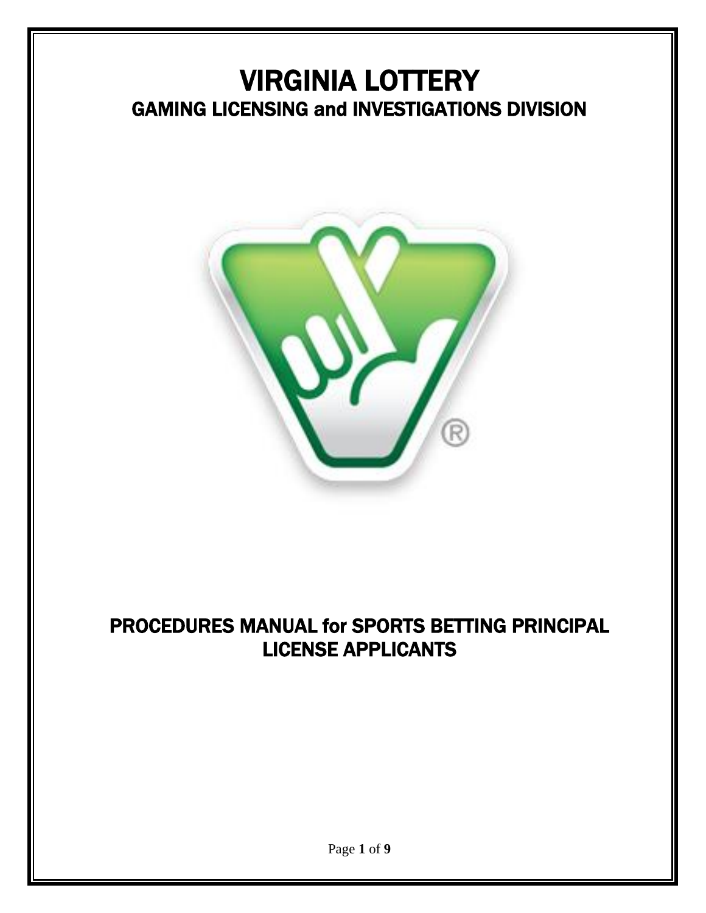# VIRGINIA LOTTERY

## GAMING LICENSING and INVESTIGATIONS DIVISION

## PROCEDURES MANUAL for SPORTS BETTING PRINCIPAL LICENSE APPLICANTS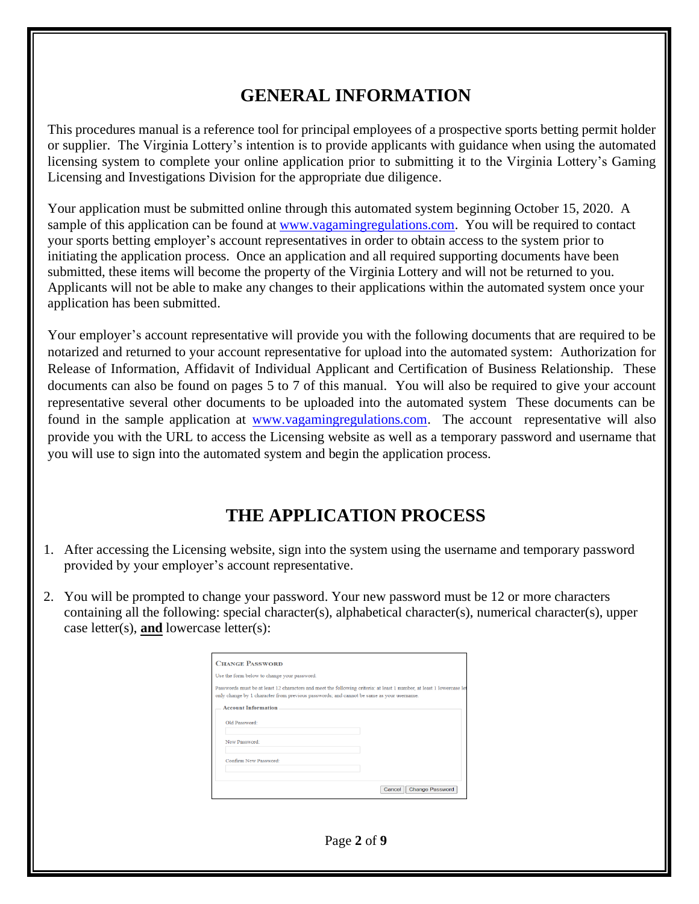## GENERAL INFORMATION

This procedures manual is a reference tool for principal employees of a prospective sports betting permit holder or supplier. The Virginia Lottery's intention is to provide applicants with guidance when using the automated licensing system to complete your online application prior to submitting it to the Virginia Lottery's Gaming Licensing and Investigations Division for the appropriate due diligence.

Your application must be submitted online through this automated system beginning October 15, 2020. A sample of this application can be found at [www.vagamingregulations.com](http://www.vagamingregulations.com). You will be required to contact your sports betting employer's account representatives in order to obtain access to the system prior to initiating the application process. Once an application and all required supporting documents have been submitted, these items will become the property of the Virginia Lottery and will not be returned to you. Applicants will not be able to make any changes to their applications within the automated system once your application has been submitted.

Your employer's account representative will provide you with the following documents that are required to be notarized and returned to your account representative for upload into the automated system: Authorization for Release of Information, Affidavit of Individual Applicant and Certification of Business Relationship. These documents can also be found on pages 5 to 7 of this manual. You will also be required to give your account representative several other documents to be uploaded into the automated system These documents can be found in the sample application at [www.vagamingregulations.com](http://www.vagamingregulations.com). The account representative will also provide you with the URL to access the Licensing website as well as a temporary password and username that you will use to sign into the automated system and begin the application process.

## THE APPLICATION PROCESS

1. After accessing the Licensing website, sign into the system using the username and temporary password provided by your employer's account representative.

2. You will be prompted to change your password. Your new password must be 12 or more characters containing all the following: special character(s), alphabetical character(s), numerical character(s), upper case letter(s), **and** lowercase letter(s):

**CHANGE PASSWORD**

Use the form below to change your password.

Passwords must be at least 12 characters and meet the following criteria: at least 1 number, at least 1 lowercase let... only change by 1 character from previous passwords; and cannot be same as your username.

Account Information

Old Password:

New Password:

Confirm New Password:

Cancel | Change Password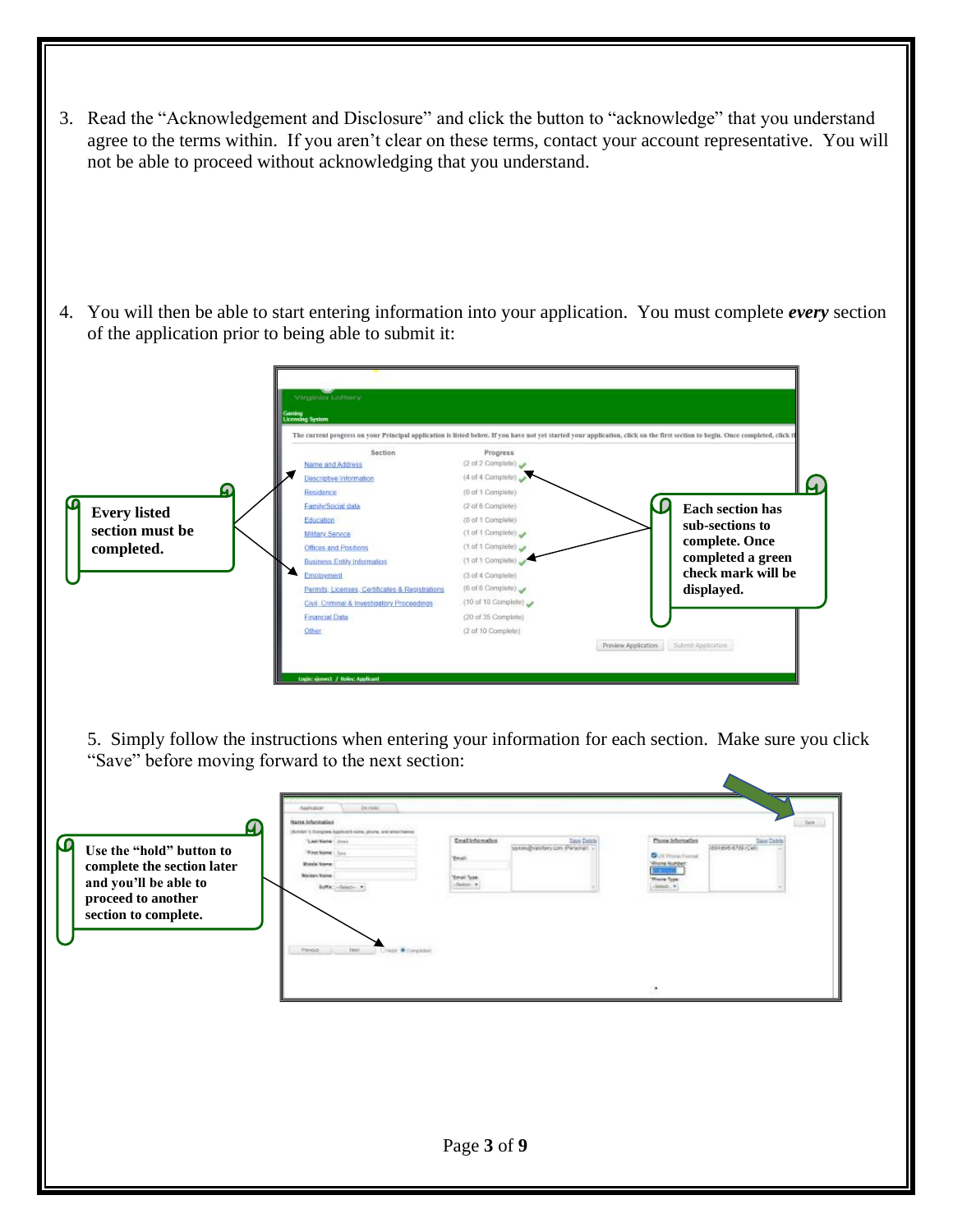3. Read the "Acknowledgement and Disclosure" and click the button to "acknowledge" that you understand agree to the terms within. If you aren't clear on these terms, contact your account representative. You will not be able to proceed without acknowledging that you understand.

4. You will then be able to start entering information into your application. You must complete ***every*** section of the application prior to being able to submit it:

**Every listed section must be completed.**

**Each section has sub-sections to complete. Once completed a green check mark will be displayed.**

5. Simply follow the instructions when entering your information for each section. Make sure you click "Save" before moving forward to the next section:

**Use the "hold" button to complete the section later and you'll be able to proceed to another section to complete.**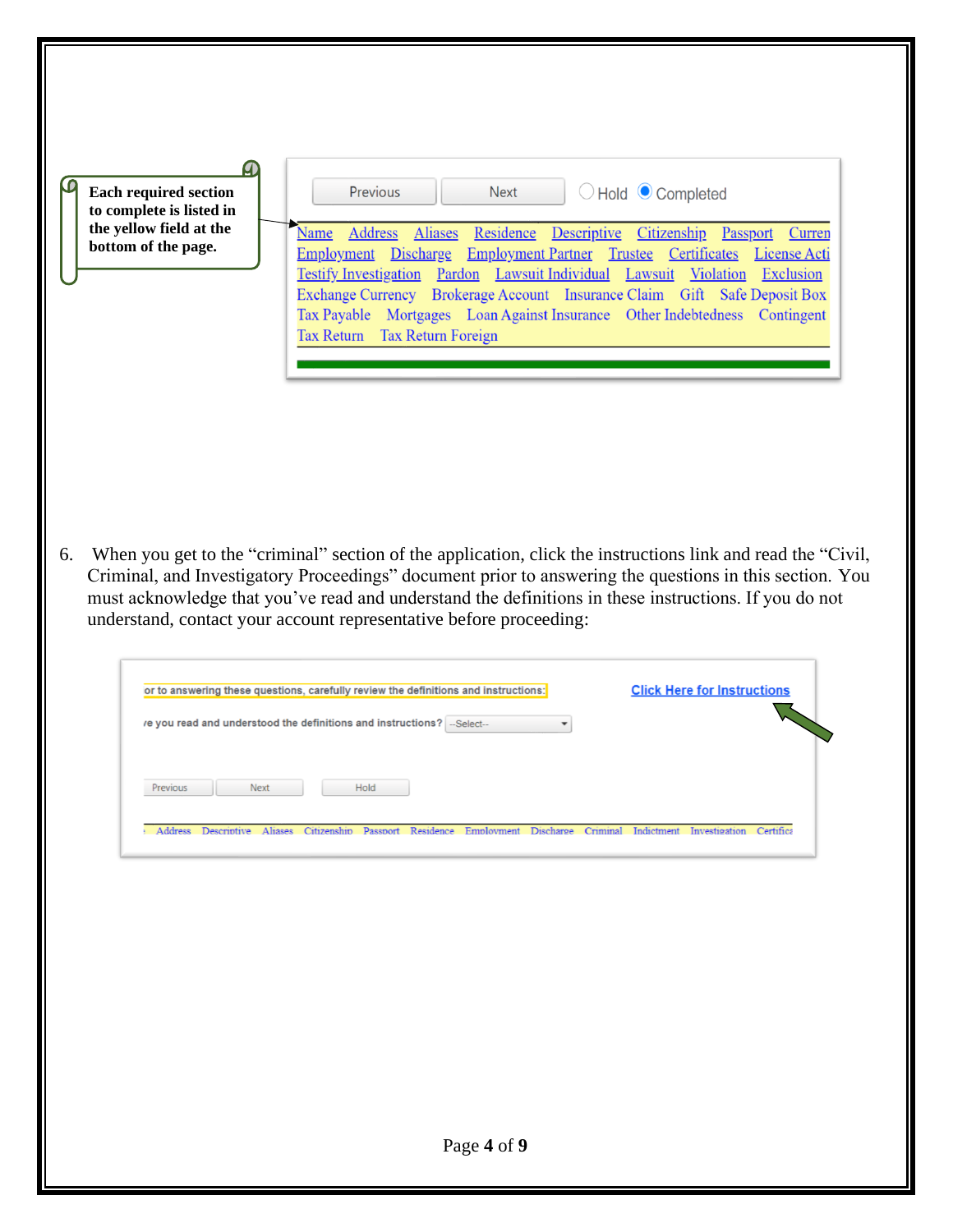Each required section to complete is listed in the yellow field at the bottom of the page.

Previous | Next | Hold | Completed

Name Address Aliases Residence Descriptive Citizenship Passport Curren
Employment Discharge Employment Partner Trustee Certificates License Acti
Testify Investigation Pardon Lawsuit Individual Lawsuit Violation Exclusion
Exchange Currency Brokerage Account Insurance Claim Gift Safe Deposit Box
Tax Payable Mortgages Loan Against Insurance Other Indebtedness Contingent
Tax Return Tax Return Foreign

6. When you get to the "criminal" section of the application, click the instructions link and read the "Civil, Criminal, and Investigatory Proceedings" document prior to answering the questions in this section. You must acknowledge that you've read and understand the definitions in these instructions. If you do not understand, contact your account representative before proceeding:

or to answering these questions, carefully review the definitions and instructions: Click Here for Instructions

/e you read and understood the definitions and instructions? --Select--

Previous | Next | Hold

Address Descriptive Aliases Citizenship Passport Residence Employment Discharge Criminal Indictment Investigation Certifica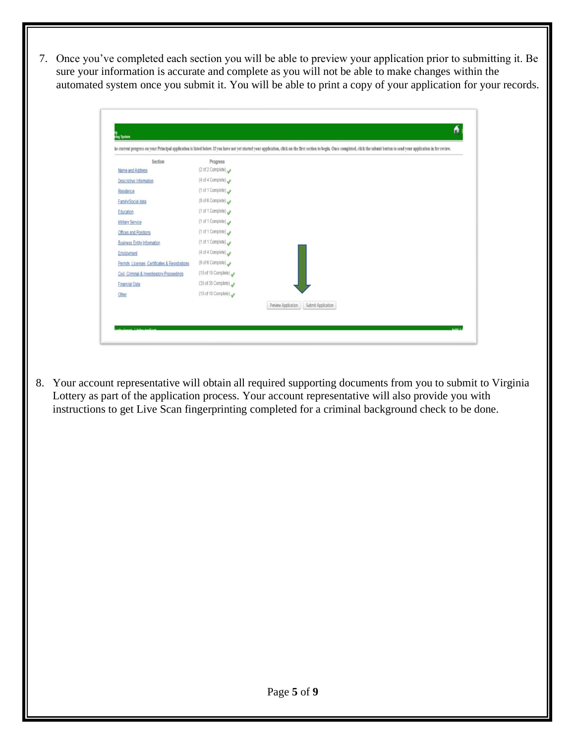7. Once you've completed each section you will be able to preview your application prior to submitting it. Be sure your information is accurate and complete as you will not be able to make changes within the automated system once you submit it. You will be able to print a copy of your application for your records.

8. Your account representative will obtain all required supporting documents from you to submit to Virginia Lottery as part of the application process. Your account representative will also provide you with instructions to get Live Scan fingerprinting completed for a criminal background check to be done.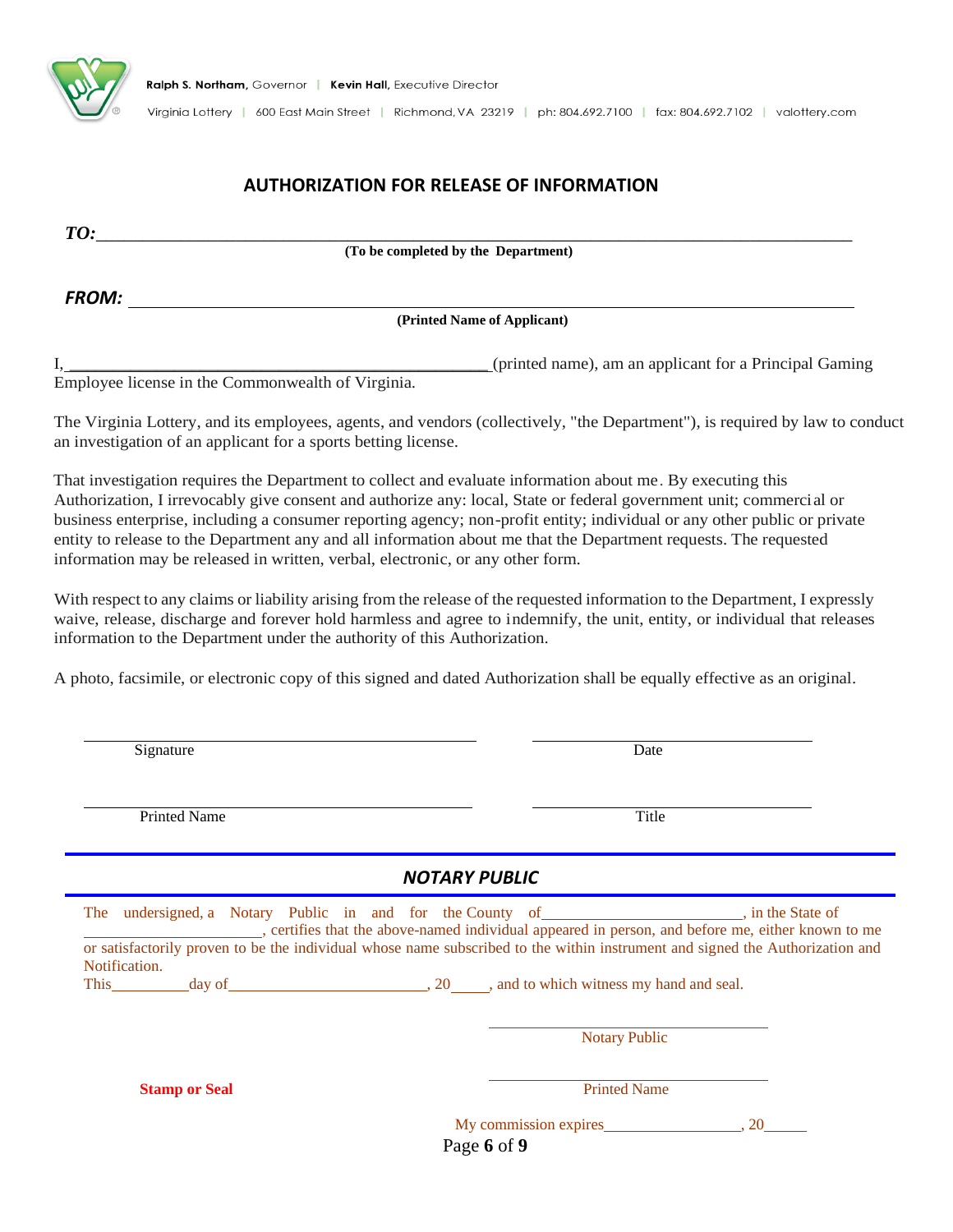Ralph S. Northam, Governor | Kevin Hall, Executive Director

Virginia Lottery | 600 East Main Street | Richmond, VA 23219 | ph: 804.692.7100 | fax: 804.692.7102 | valottery.com

## AUTHORIZATION FOR RELEASE OF INFORMATION

***TO:***\_\_\_\_\_\_\_\_\_\_\_\_\_\_\_\_\_\_\_\_\_\_\_\_\_\_\_\_\_\_\_\_\_\_\_\_\_\_\_\_\_\_\_\_\_\_\_\_\_\_\_\_\_\_\_\_\_\_\_\_\_\_

**(To be completed by the Department)**

***FROM:*** \_\_\_\_\_\_\_\_\_\_\_\_\_\_\_\_\_\_\_\_\_\_\_\_\_\_\_\_\_\_\_\_\_\_\_\_\_\_\_\_\_\_\_\_\_\_\_\_\_\_\_\_\_\_\_\_\_\_\_\_

**(Printed Name of Applicant)**

I,\_\_\_\_\_\_\_\_\_\_\_\_\_\_\_\_\_\_\_\_\_\_\_\_\_\_\_\_\_\_\_\_\_\_\_\_\_\_\_\_\_\_\_\_\_\_(printed name), am an applicant for a Principal Gaming Employee license in the Commonwealth of Virginia.

The Virginia Lottery, and its employees, agents, and vendors (collectively, "the Department"), is required by law to conduct an investigation of an applicant for a sports betting license.

That investigation requires the Department to collect and evaluate information about me. By executing this Authorization, I irrevocably give consent and authorize any: local, State or federal government unit; commercial or business enterprise, including a consumer reporting agency; non-profit entity; individual or any other public or private entity to release to the Department any and all information about me that the Department requests. The requested information may be released in written, verbal, electronic, or any other form.

With respect to any claims or liability arising from the release of the requested information to the Department, I expressly waive, release, discharge and forever hold harmless and agree to indemnify, the unit, entity, or individual that releases information to the Department under the authority of this Authorization.

A photo, facsimile, or electronic copy of this signed and dated Authorization shall be equally effective as an original.

\_\_\_\_\_\_\_\_\_\_\_\_\_\_\_\_\_\_\_\_\_\_\_\_\_\_\_\_\_\_\_\_\_\_\_\_ \_\_\_\_\_\_\_\_\_\_\_\_\_\_\_\_\_\_\_\_\_\_\_\_\_\_
Signature Date

\_\_\_\_\_\_\_\_\_\_\_\_\_\_\_\_\_\_\_\_\_\_\_\_\_\_\_\_\_\_\_\_\_\_\_\_ \_\_\_\_\_\_\_\_\_\_\_\_\_\_\_\_\_\_\_\_\_\_\_\_\_\_
Printed Name Title

## *NOTARY PUBLIC*

The undersigned, a Notary Public in and for the County of\_\_\_\_\_\_\_\_\_\_\_\_\_\_\_\_\_\_\_\_\_\_\_, in the State of \_\_\_\_\_\_\_\_\_\_\_\_\_\_\_\_\_\_\_\_\_\_, certifies that the above-named individual appeared in person, and before me, either known to me or satisfactorily proven to be the individual whose name subscribed to the within instrument and signed the Authorization and Notification.

This\_\_\_\_\_\_\_\_\_day of\_\_\_\_\_\_\_\_\_\_\_\_\_\_\_\_\_\_\_\_\_\_\_\_, 20\_\_\_\_, and to which witness my hand and seal.

\_\_\_\_\_\_\_\_\_\_\_\_\_\_\_\_\_\_\_\_\_\_\_\_\_\_\_\_\_\_
Notary Public

**Stamp or Seal**

\_\_\_\_\_\_\_\_\_\_\_\_\_\_\_\_\_\_\_\_\_\_\_\_\_\_\_\_\_\_
Printed Name

My commission expires\_\_\_\_\_\_\_\_\_\_\_\_\_\_\_\_\_, 20\_\_\_\_\_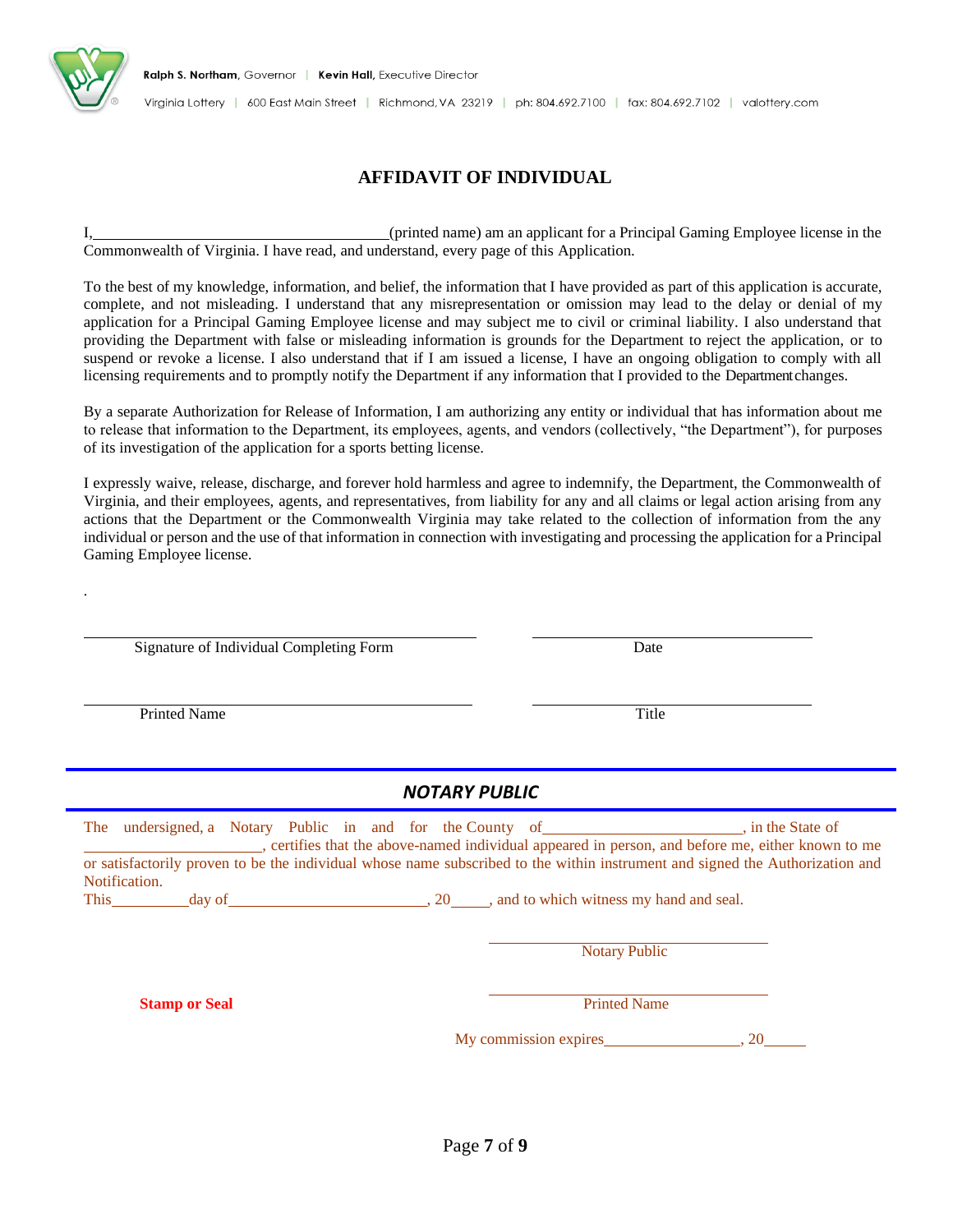Ralph S. Northam, Governor | Kevin Hall, Executive Director

Virginia Lottery | 600 East Main Street | Richmond, VA 23219 | ph: 804.692.7100 | fax: 804.692.7102 | valottery.com

# AFFIDAVIT OF INDIVIDUAL

I,\_\_\_\_\_\_\_\_\_\_\_\_\_\_\_\_\_\_\_\_\_\_\_\_\_\_\_\_\_\_\_\_\_\_\_\_(printed name) am an applicant for a Principal Gaming Employee license in the Commonwealth of Virginia. I have read, and understand, every page of this Application.

To the best of my knowledge, information, and belief, the information that I have provided as part of this application is accurate, complete, and not misleading. I understand that any misrepresentation or omission may lead to the delay or denial of my application for a Principal Gaming Employee license and may subject me to civil or criminal liability. I also understand that providing the Department with false or misleading information is grounds for the Department to reject the application, or to suspend or revoke a license. I also understand that if I am issued a license, I have an ongoing obligation to comply with all licensing requirements and to promptly notify the Department if any information that I provided to the Department changes.

By a separate Authorization for Release of Information, I am authorizing any entity or individual that has information about me to release that information to the Department, its employees, agents, and vendors (collectively, "the Department"), for purposes of its investigation of the application for a sports betting license.

I expressly waive, release, discharge, and forever hold harmless and agree to indemnify, the Department, the Commonwealth of Virginia, and their employees, agents, and representatives, from liability for any and all claims or legal action arising from any actions that the Department or the Commonwealth Virginia may take related to the collection of information from the any individual or person and the use of that information in connection with investigating and processing the application for a Principal Gaming Employee license.

.

\_\_\_\_\_\_\_\_\_\_\_\_\_\_\_\_\_\_\_\_\_\_\_\_\_\_\_\_\_\_\_\_\_\_\_\_ \_\_\_\_\_\_\_\_\_\_\_\_\_\_\_\_\_\_\_\_\_\_\_\_\_\_
Signature of Individual Completing Form Date

\_\_\_\_\_\_\_\_\_\_\_\_\_\_\_\_\_\_\_\_\_\_\_\_\_\_\_\_\_\_\_\_\_\_\_\_ \_\_\_\_\_\_\_\_\_\_\_\_\_\_\_\_\_\_\_\_\_\_\_\_\_\_
Printed Name Title

## *NOTARY PUBLIC*

The undersigned, a Notary Public in and for the County of\_\_\_\_\_\_\_\_\_\_\_\_\_\_\_\_\_\_\_\_\_\_\_\_\_, in the State of \_\_\_\_\_\_\_\_\_\_\_\_\_\_\_\_\_\_\_\_\_\_\_, certifies that the above-named individual appeared in person, and before me, either known to me or satisfactorily proven to be the individual whose name subscribed to the within instrument and signed the Authorization and Notification.

This\_\_\_\_\_\_\_\_\_\_day of\_\_\_\_\_\_\_\_\_\_\_\_\_\_\_\_\_\_\_\_\_\_\_\_\_\_, 20\_\_\_\_\_, and to which witness my hand and seal.

\_\_\_\_\_\_\_\_\_\_\_\_\_\_\_\_\_\_\_\_\_\_\_\_\_\_\_\_
Notary Public

**Stamp or Seal**

\_\_\_\_\_\_\_\_\_\_\_\_\_\_\_\_\_\_\_\_\_\_\_\_\_\_\_\_
Printed Name

My commission expires\_\_\_\_\_\_\_\_\_\_\_\_\_\_\_\_\_\_, 20\_\_\_\_\_\_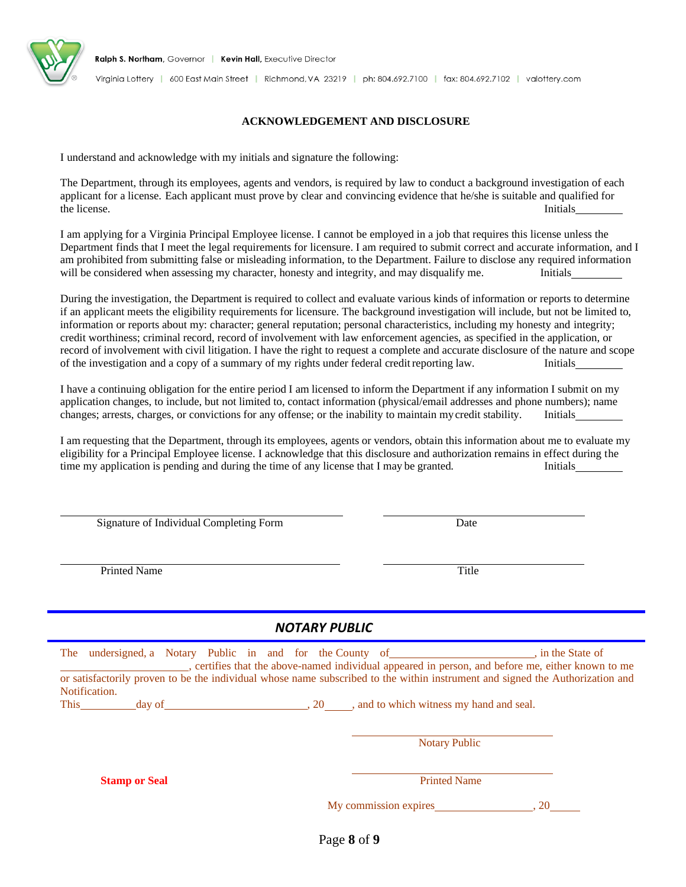Ralph S. Northam, Governor | Kevin Hall, Executive Director

Virginia Lottery | 600 East Main Street | Richmond, VA 23219 | ph: 804.692.7100 | fax: 804.692.7102 | valottery.com

## ACKNOWLEDGEMENT AND DISCLOSURE

I understand and acknowledge with my initials and signature the following:

The Department, through its employees, agents and vendors, is required by law to conduct a background investigation of each applicant for a license. Each applicant must prove by clear and convincing evidence that he/she is suitable and qualified for the license. Initials________

I am applying for a Virginia Principal Employee license. I cannot be employed in a job that requires this license unless the Department finds that I meet the legal requirements for licensure. I am required to submit correct and accurate information, and I am prohibited from submitting false or misleading information, to the Department. Failure to disclose any required information will be considered when assessing my character, honesty and integrity, and may disqualify me. Initials________

During the investigation, the Department is required to collect and evaluate various kinds of information or reports to determine if an applicant meets the eligibility requirements for licensure. The background investigation will include, but not be limited to, information or reports about my: character; general reputation; personal characteristics, including my honesty and integrity; credit worthiness; criminal record, record of involvement with law enforcement agencies, as specified in the application, or record of involvement with civil litigation. I have the right to request a complete and accurate disclosure of the nature and scope of the investigation and a copy of a summary of my rights under federal credit reporting law. Initials________

I have a continuing obligation for the entire period I am licensed to inform the Department if any information I submit on my application changes, to include, but not limited to, contact information (physical/email addresses and phone numbers); name changes; arrests, charges, or convictions for any offense; or the inability to maintain my credit stability. Initials________

I am requesting that the Department, through its employees, agents or vendors, obtain this information about me to evaluate my eligibility for a Principal Employee license. I acknowledge that this disclosure and authorization remains in effect during the time my application is pending and during the time of any license that I may be granted. Initials________

______________________________________ Signature of Individual Completing Form

______________________________ Date

______________________________________ Printed Name

______________________________ Title

## *NOTARY PUBLIC*

The undersigned, a Notary Public in and for the County of________________________, in the State of ______________________, certifies that the above-named individual appeared in person, and before me, either known to me or satisfactorily proven to be the individual whose name subscribed to the within instrument and signed the Authorization and Notification.

This__________day of________________________, 20_____, and to which witness my hand and seal.

______________________________ Notary Public

**Stamp or Seal**

______________________________ Printed Name

My commission expires_________________, 20______